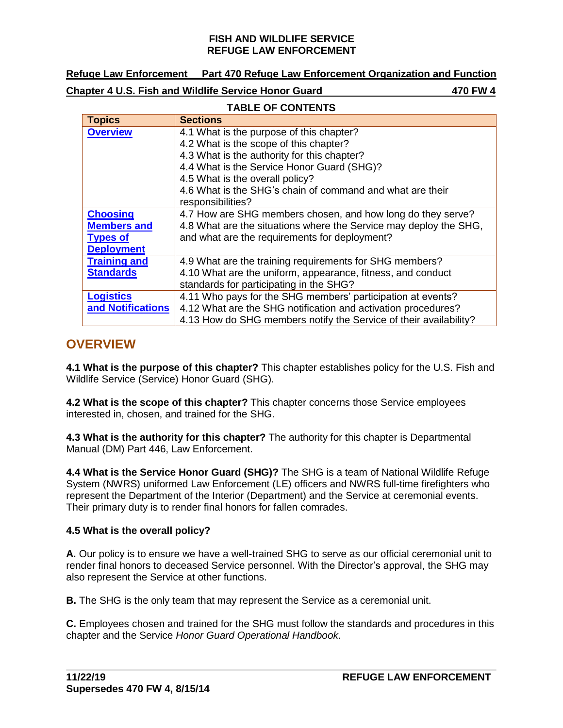**FISH AND WILDLIFE SERVICE**
**REFUGE LAW ENFORCEMENT**

**Refuge Law Enforcement Part 470 Refuge Law Enforcement Organization and Function**

**Chapter 4 U.S. Fish and Wildlife Service Honor Guard 470 FW 4**

**TABLE OF CONTENTS**

| Topics | Sections |
|---|---|
| Overview | 4.1 What is the purpose of this chapter?<br>4.2 What is the scope of this chapter?<br>4.3 What is the authority for this chapter?<br>4.4 What is the Service Honor Guard (SHG)?<br>4.5 What is the overall policy?<br>4.6 What is the SHG's chain of command and what are their responsibilities? |
| Choosing Members and Types of Deployment | 4.7 How are SHG members chosen, and how long do they serve?<br>4.8 What are the situations where the Service may deploy the SHG, and what are the requirements for deployment? |
| Training and Standards | 4.9 What are the training requirements for SHG members?<br>4.10 What are the uniform, appearance, fitness, and conduct standards for participating in the SHG? |
| Logistics and Notifications | 4.11 Who pays for the SHG members' participation at events?<br>4.12 What are the SHG notification and activation procedures?<br>4.13 How do SHG members notify the Service of their availability? |

## OVERVIEW

**4.1 What is the purpose of this chapter?** This chapter establishes policy for the U.S. Fish and Wildlife Service (Service) Honor Guard (SHG).

**4.2 What is the scope of this chapter?** This chapter concerns those Service employees interested in, chosen, and trained for the SHG.

**4.3 What is the authority for this chapter?** The authority for this chapter is Departmental Manual (DM) Part 446, Law Enforcement.

**4.4 What is the Service Honor Guard (SHG)?** The SHG is a team of National Wildlife Refuge System (NWRS) uniformed Law Enforcement (LE) officers and NWRS full-time firefighters who represent the Department of the Interior (Department) and the Service at ceremonial events. Their primary duty is to render final honors for fallen comrades.

**4.5 What is the overall policy?**

**A.** Our policy is to ensure we have a well-trained SHG to serve as our official ceremonial unit to render final honors to deceased Service personnel. With the Director's approval, the SHG may also represent the Service at other functions.

**B.** The SHG is the only team that may represent the Service as a ceremonial unit.

**C.** Employees chosen and trained for the SHG must follow the standards and procedures in this chapter and the Service *Honor Guard Operational Handbook*.

**11/22/19**
**Supersedes 470 FW 4, 8/15/14**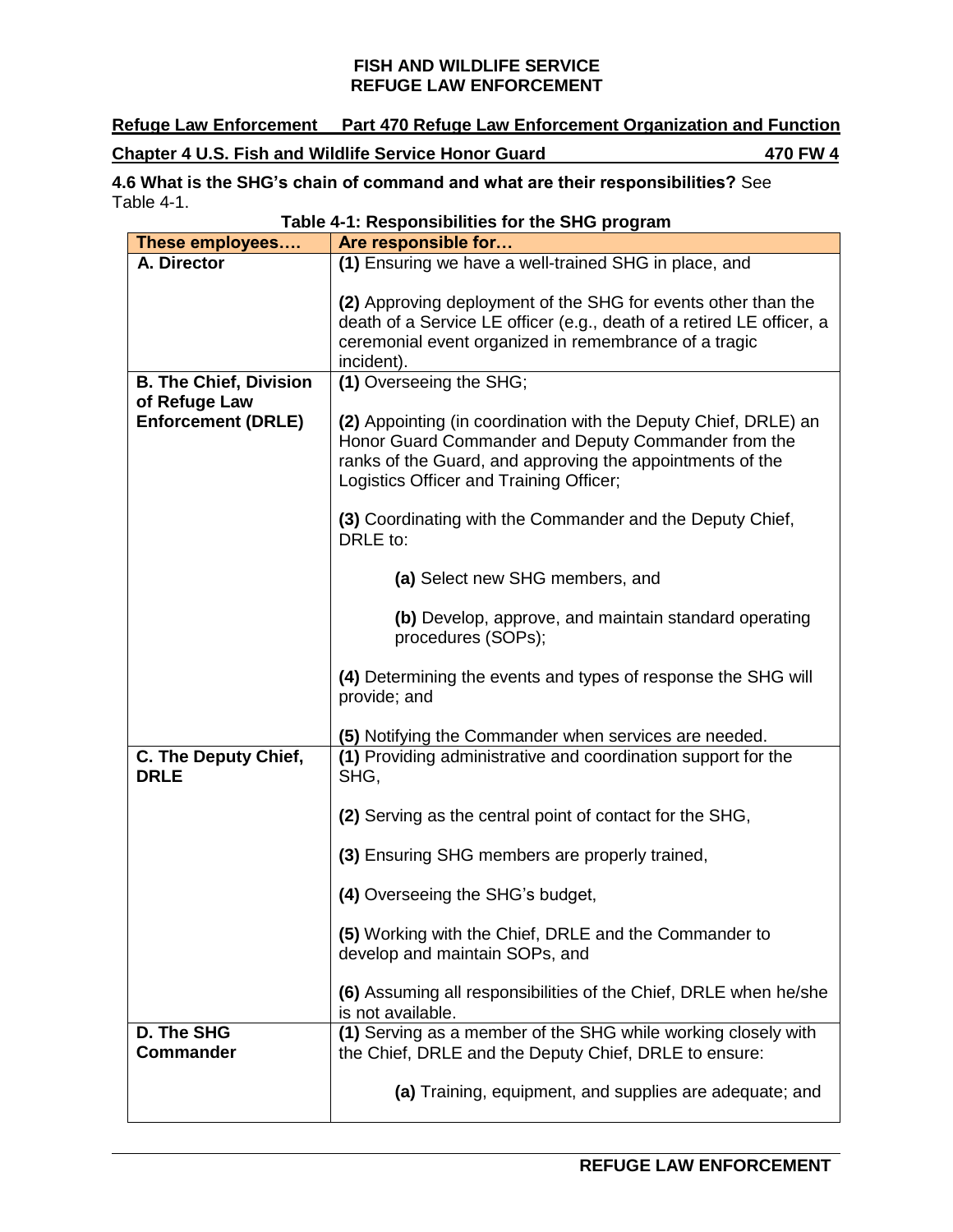**4.6 What is the SHG's chain of command and what are their responsibilities?** See Table 4-1.

**Table 4-1: Responsibilities for the SHG program**

| These employees…. | Are responsible for… |
|---|---|
| **A. Director** | **(1)** Ensuring we have a well-trained SHG in place, and<br><br>**(2)** Approving deployment of the SHG for events other than the death of a Service LE officer (e.g., death of a retired LE officer, a ceremonial event organized in remembrance of a tragic incident). |
| **B. The Chief, Division of Refuge Law Enforcement (DRLE)** | **(1)** Overseeing the SHG;<br><br>**(2)** Appointing (in coordination with the Deputy Chief, DRLE) an Honor Guard Commander and Deputy Commander from the ranks of the Guard, and approving the appointments of the Logistics Officer and Training Officer;<br><br>**(3)** Coordinating with the Commander and the Deputy Chief, DRLE to:<br><br>**(a)** Select new SHG members, and<br><br>**(b)** Develop, approve, and maintain standard operating procedures (SOPs);<br><br>**(4)** Determining the events and types of response the SHG will provide; and<br><br>**(5)** Notifying the Commander when services are needed. |
| **C. The Deputy Chief, DRLE** | **(1)** Providing administrative and coordination support for the SHG,<br><br>**(2)** Serving as the central point of contact for the SHG,<br><br>**(3)** Ensuring SHG members are properly trained,<br><br>**(4)** Overseeing the SHG's budget,<br><br>**(5)** Working with the Chief, DRLE and the Commander to develop and maintain SOPs, and<br><br>**(6)** Assuming all responsibilities of the Chief, DRLE when he/she is not available. |
| **D. The SHG Commander** | **(1)** Serving as a member of the SHG while working closely with the Chief, DRLE and the Deputy Chief, DRLE to ensure:<br><br>**(a)** Training, equipment, and supplies are adequate; and |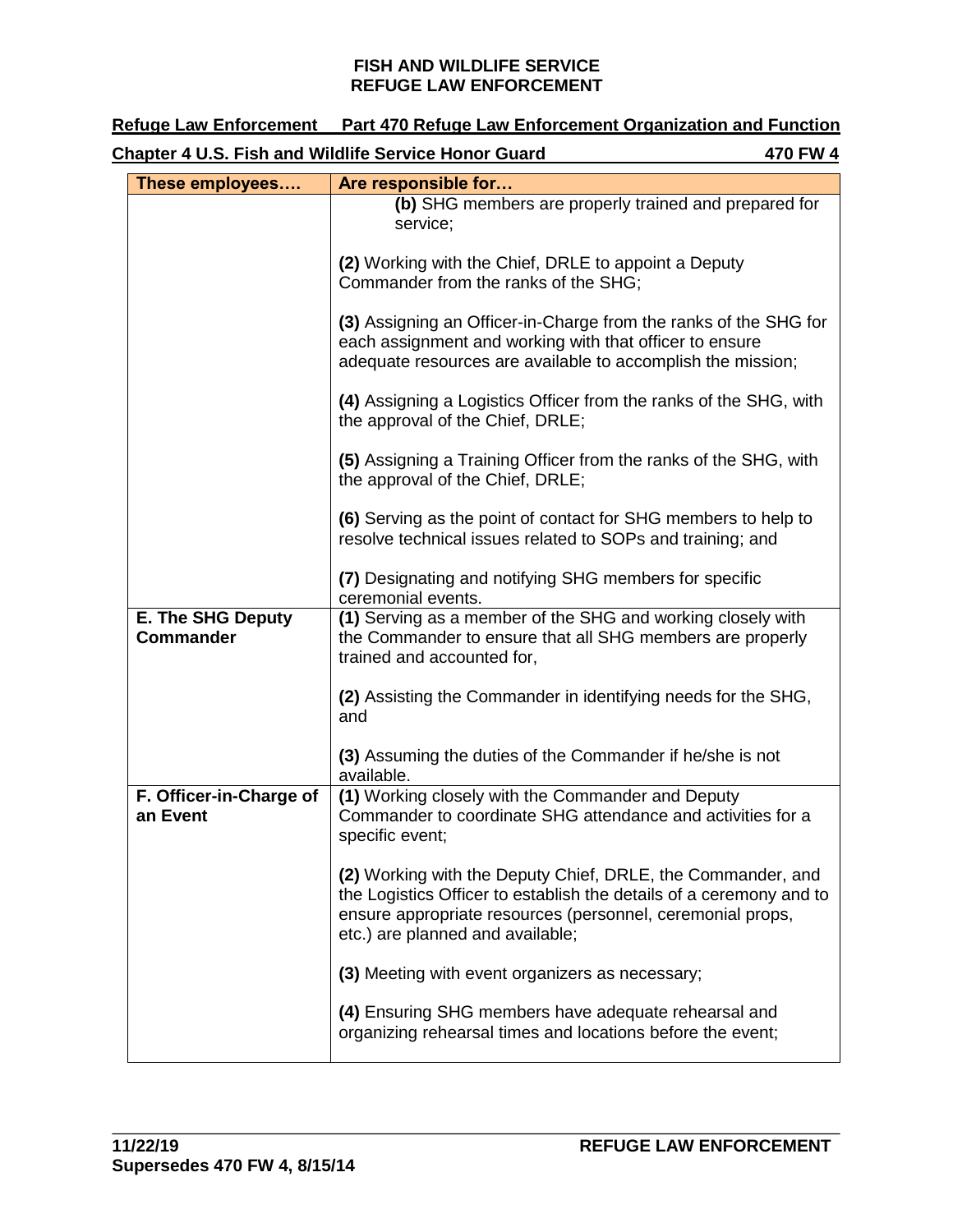| These employees…. | Are responsible for… |
|---|---|
| | **(b)** SHG members are properly trained and prepared for service;<br><br>**(2)** Working with the Chief, DRLE to appoint a Deputy Commander from the ranks of the SHG;<br><br>**(3)** Assigning an Officer-in-Charge from the ranks of the SHG for each assignment and working with that officer to ensure adequate resources are available to accomplish the mission;<br><br>**(4)** Assigning a Logistics Officer from the ranks of the SHG, with the approval of the Chief, DRLE;<br><br>**(5)** Assigning a Training Officer from the ranks of the SHG, with the approval of the Chief, DRLE;<br><br>**(6)** Serving as the point of contact for SHG members to help to resolve technical issues related to SOPs and training; and<br><br>**(7)** Designating and notifying SHG members for specific ceremonial events. |
| **E. The SHG Deputy Commander** | **(1)** Serving as a member of the SHG and working closely with the Commander to ensure that all SHG members are properly trained and accounted for,<br><br>**(2)** Assisting the Commander in identifying needs for the SHG, and<br><br>**(3)** Assuming the duties of the Commander if he/she is not available. |
| **F. Officer-in-Charge of an Event** | **(1)** Working closely with the Commander and Deputy Commander to coordinate SHG attendance and activities for a specific event;<br><br>**(2)** Working with the Deputy Chief, DRLE, the Commander, and the Logistics Officer to establish the details of a ceremony and to ensure appropriate resources (personnel, ceremonial props, etc.) are planned and available;<br><br>**(3)** Meeting with event organizers as necessary;<br><br>**(4)** Ensuring SHG members have adequate rehearsal and organizing rehearsal times and locations before the event; |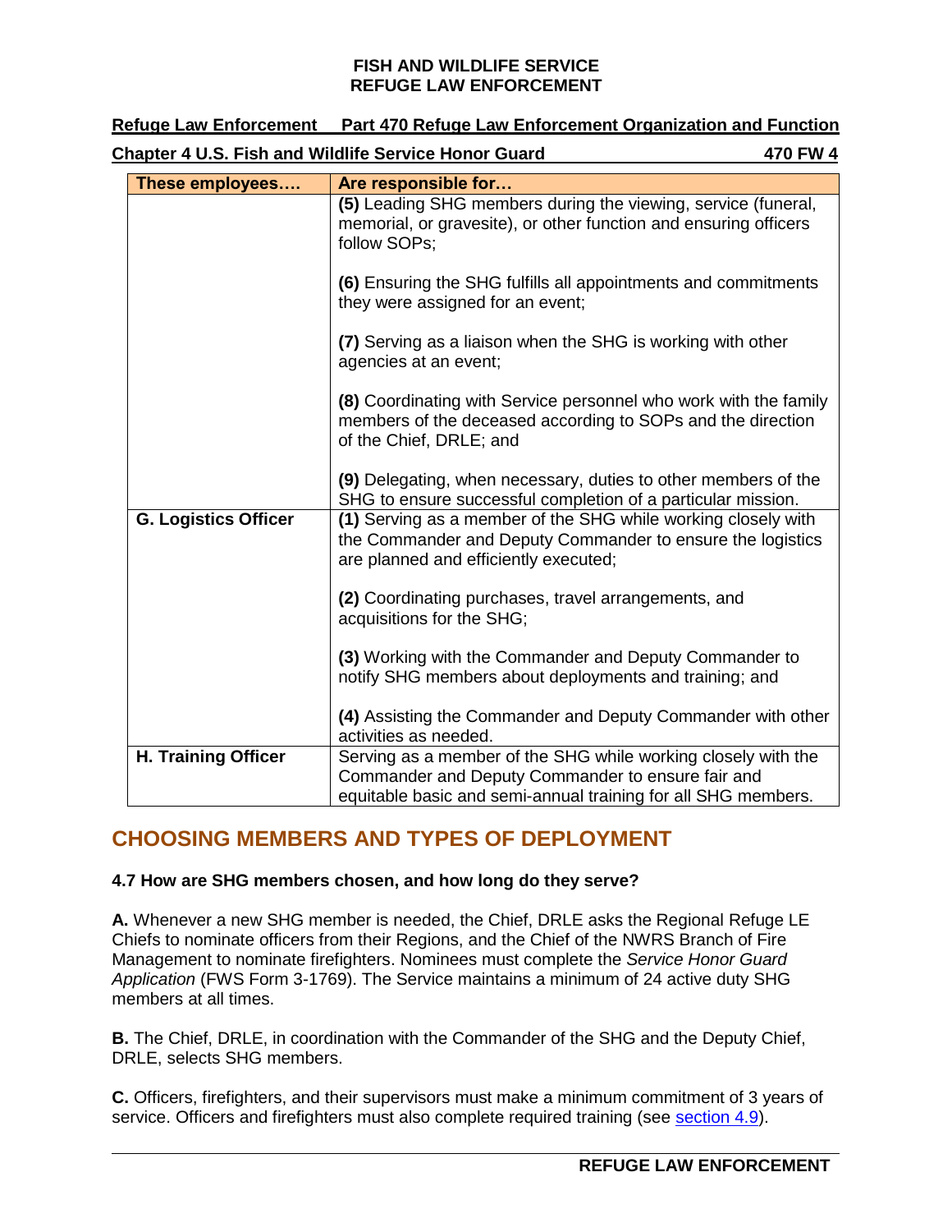| These employees…. | Are responsible for… |
|---|---|
| | **(5)** Leading SHG members during the viewing, service (funeral, memorial, or gravesite), or other function and ensuring officers follow SOPs;<br><br>**(6)** Ensuring the SHG fulfills all appointments and commitments they were assigned for an event;<br><br>**(7)** Serving as a liaison when the SHG is working with other agencies at an event;<br><br>**(8)** Coordinating with Service personnel who work with the family members of the deceased according to SOPs and the direction of the Chief, DRLE; and<br><br>**(9)** Delegating, when necessary, duties to other members of the SHG to ensure successful completion of a particular mission. |
| **G. Logistics Officer** | **(1)** Serving as a member of the SHG while working closely with the Commander and Deputy Commander to ensure the logistics are planned and efficiently executed;<br><br>**(2)** Coordinating purchases, travel arrangements, and acquisitions for the SHG;<br><br>**(3)** Working with the Commander and Deputy Commander to notify SHG members about deployments and training; and<br><br>**(4)** Assisting the Commander and Deputy Commander with other activities as needed. |
| **H. Training Officer** | Serving as a member of the SHG while working closely with the Commander and Deputy Commander to ensure fair and equitable basic and semi-annual training for all SHG members. |

## CHOOSING MEMBERS AND TYPES OF DEPLOYMENT

**4.7 How are SHG members chosen, and how long do they serve?**

**A.** Whenever a new SHG member is needed, the Chief, DRLE asks the Regional Refuge LE Chiefs to nominate officers from their Regions, and the Chief of the NWRS Branch of Fire Management to nominate firefighters. Nominees must complete the *Service Honor Guard Application* (FWS Form 3-1769). The Service maintains a minimum of 24 active duty SHG members at all times.

**B.** The Chief, DRLE, in coordination with the Commander of the SHG and the Deputy Chief, DRLE, selects SHG members.

**C.** Officers, firefighters, and their supervisors must make a minimum commitment of 3 years of service. Officers and firefighters must also complete required training (see section 4.9).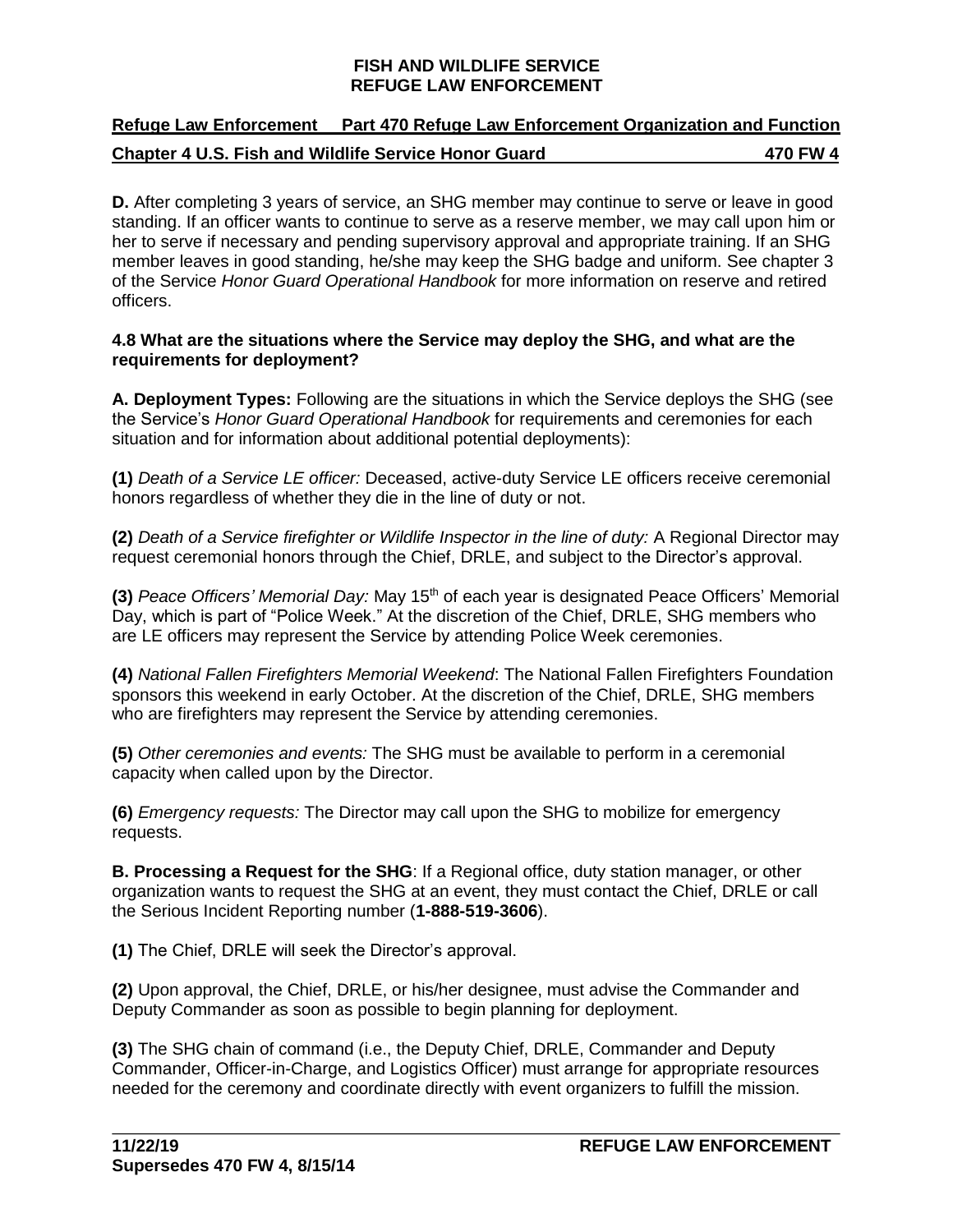**D.** After completing 3 years of service, an SHG member may continue to serve or leave in good standing. If an officer wants to continue to serve as a reserve member, we may call upon him or her to serve if necessary and pending supervisory approval and appropriate training. If an SHG member leaves in good standing, he/she may keep the SHG badge and uniform. See chapter 3 of the Service *Honor Guard Operational Handbook* for more information on reserve and retired officers.

### 4.8 What are the situations where the Service may deploy the SHG, and what are the requirements for deployment?

**A. Deployment Types:** Following are the situations in which the Service deploys the SHG (see the Service's *Honor Guard Operational Handbook* for requirements and ceremonies for each situation and for information about additional potential deployments):

**(1)** *Death of a Service LE officer:* Deceased, active-duty Service LE officers receive ceremonial honors regardless of whether they die in the line of duty or not.

**(2)** *Death of a Service firefighter or Wildlife Inspector in the line of duty:* A Regional Director may request ceremonial honors through the Chief, DRLE, and subject to the Director's approval.

**(3)** *Peace Officers' Memorial Day:* May 15th of each year is designated Peace Officers' Memorial Day, which is part of "Police Week." At the discretion of the Chief, DRLE, SHG members who are LE officers may represent the Service by attending Police Week ceremonies.

**(4)** *National Fallen Firefighters Memorial Weekend*: The National Fallen Firefighters Foundation sponsors this weekend in early October. At the discretion of the Chief, DRLE, SHG members who are firefighters may represent the Service by attending ceremonies.

**(5)** *Other ceremonies and events:* The SHG must be available to perform in a ceremonial capacity when called upon by the Director.

**(6)** *Emergency requests:* The Director may call upon the SHG to mobilize for emergency requests.

**B. Processing a Request for the SHG**: If a Regional office, duty station manager, or other organization wants to request the SHG at an event, they must contact the Chief, DRLE or call the Serious Incident Reporting number (**1-888-519-3606**).

**(1)** The Chief, DRLE will seek the Director's approval.

**(2)** Upon approval, the Chief, DRLE, or his/her designee, must advise the Commander and Deputy Commander as soon as possible to begin planning for deployment.

**(3)** The SHG chain of command (i.e., the Deputy Chief, DRLE, Commander and Deputy Commander, Officer-in-Charge, and Logistics Officer) must arrange for appropriate resources needed for the ceremony and coordinate directly with event organizers to fulfill the mission.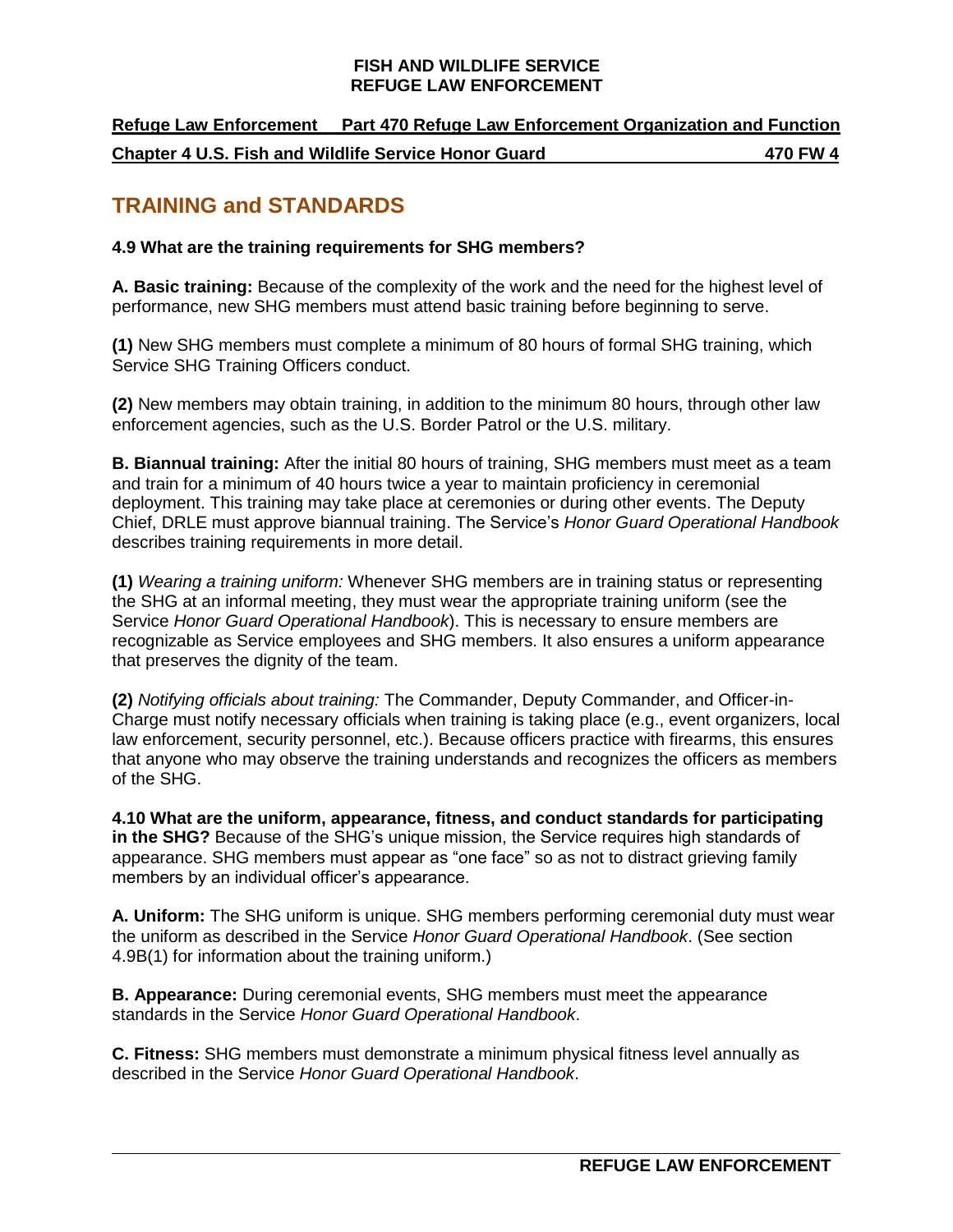## TRAINING and STANDARDS

**4.9 What are the training requirements for SHG members?**

**A. Basic training:** Because of the complexity of the work and the need for the highest level of performance, new SHG members must attend basic training before beginning to serve.

**(1)** New SHG members must complete a minimum of 80 hours of formal SHG training, which Service SHG Training Officers conduct.

**(2)** New members may obtain training, in addition to the minimum 80 hours, through other law enforcement agencies, such as the U.S. Border Patrol or the U.S. military.

**B. Biannual training:** After the initial 80 hours of training, SHG members must meet as a team and train for a minimum of 40 hours twice a year to maintain proficiency in ceremonial deployment. This training may take place at ceremonies or during other events. The Deputy Chief, DRLE must approve biannual training. The Service's *Honor Guard Operational Handbook* describes training requirements in more detail.

**(1)** *Wearing a training uniform:* Whenever SHG members are in training status or representing the SHG at an informal meeting, they must wear the appropriate training uniform (see the Service *Honor Guard Operational Handbook*). This is necessary to ensure members are recognizable as Service employees and SHG members. It also ensures a uniform appearance that preserves the dignity of the team.

**(2)** *Notifying officials about training:* The Commander, Deputy Commander, and Officer-in-Charge must notify necessary officials when training is taking place (e.g., event organizers, local law enforcement, security personnel, etc.). Because officers practice with firearms, this ensures that anyone who may observe the training understands and recognizes the officers as members of the SHG.

**4.10 What are the uniform, appearance, fitness, and conduct standards for participating in the SHG?** Because of the SHG's unique mission, the Service requires high standards of appearance. SHG members must appear as "one face" so as not to distract grieving family members by an individual officer's appearance.

**A. Uniform:** The SHG uniform is unique. SHG members performing ceremonial duty must wear the uniform as described in the Service *Honor Guard Operational Handbook*. (See section 4.9B(1) for information about the training uniform.)

**B. Appearance:** During ceremonial events, SHG members must meet the appearance standards in the Service *Honor Guard Operational Handbook*.

**C. Fitness:** SHG members must demonstrate a minimum physical fitness level annually as described in the Service *Honor Guard Operational Handbook*.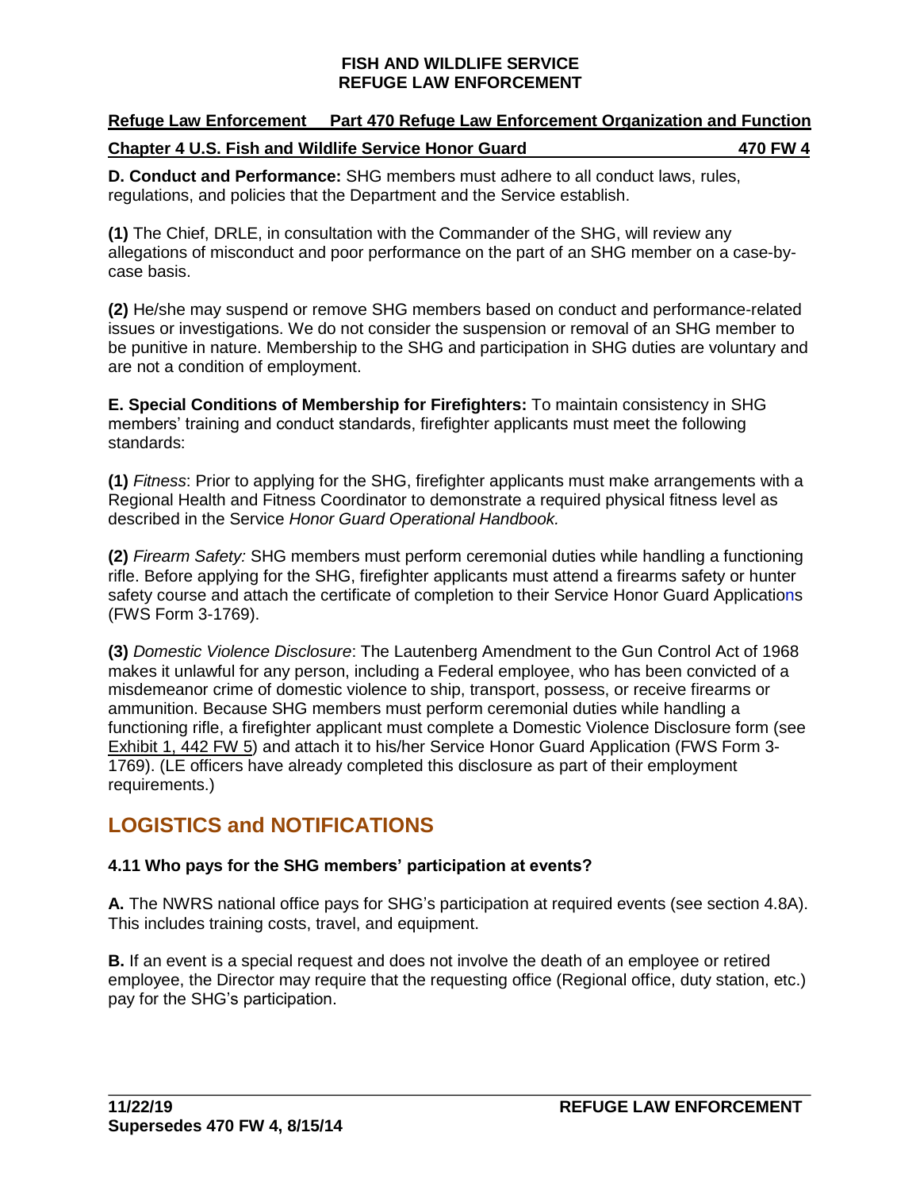**D. Conduct and Performance:** SHG members must adhere to all conduct laws, rules, regulations, and policies that the Department and the Service establish.

**(1)** The Chief, DRLE, in consultation with the Commander of the SHG, will review any allegations of misconduct and poor performance on the part of an SHG member on a case-by-case basis.

**(2)** He/she may suspend or remove SHG members based on conduct and performance-related issues or investigations. We do not consider the suspension or removal of an SHG member to be punitive in nature. Membership to the SHG and participation in SHG duties are voluntary and are not a condition of employment.

**E. Special Conditions of Membership for Firefighters:** To maintain consistency in SHG members' training and conduct standards, firefighter applicants must meet the following standards:

**(1)** *Fitness*: Prior to applying for the SHG, firefighter applicants must make arrangements with a Regional Health and Fitness Coordinator to demonstrate a required physical fitness level as described in the Service *Honor Guard Operational Handbook.*

**(2)** *Firearm Safety:* SHG members must perform ceremonial duties while handling a functioning rifle. Before applying for the SHG, firefighter applicants must attend a firearms safety or hunter safety course and attach the certificate of completion to their Service Honor Guard Applications (FWS Form 3-1769).

**(3)** *Domestic Violence Disclosure*: The Lautenberg Amendment to the Gun Control Act of 1968 makes it unlawful for any person, including a Federal employee, who has been convicted of a misdemeanor crime of domestic violence to ship, transport, possess, or receive firearms or ammunition. Because SHG members must perform ceremonial duties while handling a functioning rifle, a firefighter applicant must complete a Domestic Violence Disclosure form (see Exhibit 1, 442 FW 5) and attach it to his/her Service Honor Guard Application (FWS Form 3-1769). (LE officers have already completed this disclosure as part of their employment requirements.)

## LOGISTICS and NOTIFICATIONS

### 4.11 Who pays for the SHG members' participation at events?

**A.** The NWRS national office pays for SHG's participation at required events (see section 4.8A). This includes training costs, travel, and equipment.

**B.** If an event is a special request and does not involve the death of an employee or retired employee, the Director may require that the requesting office (Regional office, duty station, etc.) pay for the SHG's participation.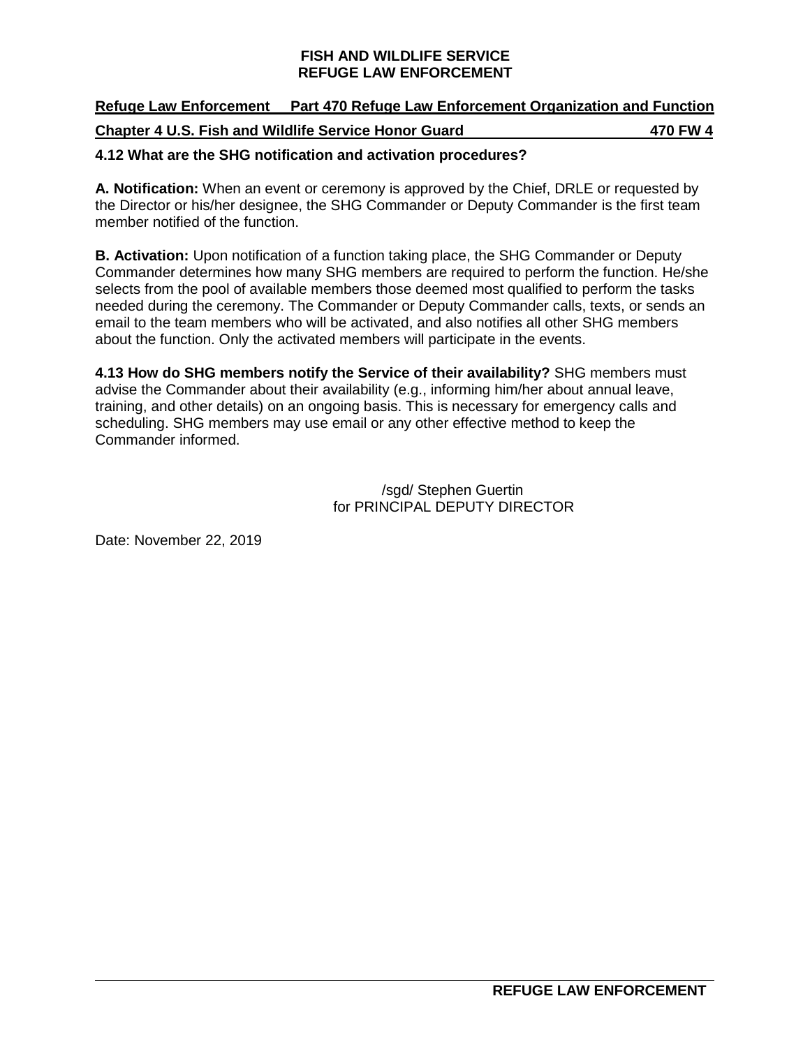**4.12 What are the SHG notification and activation procedures?**

**A. Notification:** When an event or ceremony is approved by the Chief, DRLE or requested by the Director or his/her designee, the SHG Commander or Deputy Commander is the first team member notified of the function.

**B. Activation:** Upon notification of a function taking place, the SHG Commander or Deputy Commander determines how many SHG members are required to perform the function. He/she selects from the pool of available members those deemed most qualified to perform the tasks needed during the ceremony. The Commander or Deputy Commander calls, texts, or sends an email to the team members who will be activated, and also notifies all other SHG members about the function. Only the activated members will participate in the events.

**4.13 How do SHG members notify the Service of their availability?** SHG members must advise the Commander about their availability (e.g., informing him/her about annual leave, training, and other details) on an ongoing basis. This is necessary for emergency calls and scheduling. SHG members may use email or any other effective method to keep the Commander informed.

/sgd/ Stephen Guertin
for PRINCIPAL DEPUTY DIRECTOR

Date: November 22, 2019